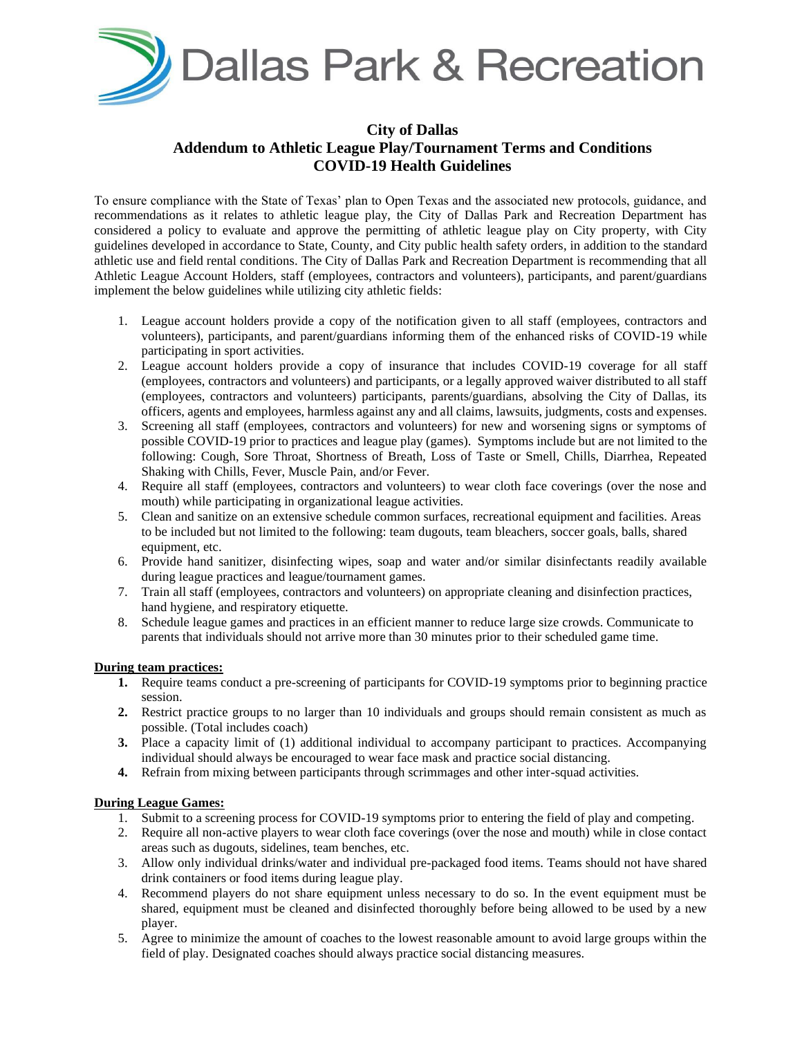# Dallas Park & Recreation

## City of Dallas
## Addendum to Athletic League Play/Tournament Terms and Conditions
## COVID-19 Health Guidelines

To ensure compliance with the State of Texas' plan to Open Texas and the associated new protocols, guidance, and recommendations as it relates to athletic league play, the City of Dallas Park and Recreation Department has considered a policy to evaluate and approve the permitting of athletic league play on City property, with City guidelines developed in accordance to State, County, and City public health safety orders, in addition to the standard athletic use and field rental conditions. The City of Dallas Park and Recreation Department is recommending that all Athletic League Account Holders, staff (employees, contractors and volunteers), participants, and parent/guardians implement the below guidelines while utilizing city athletic fields:

1. League account holders provide a copy of the notification given to all staff (employees, contractors and volunteers), participants, and parent/guardians informing them of the enhanced risks of COVID-19 while participating in sport activities.
2. League account holders provide a copy of insurance that includes COVID-19 coverage for all staff (employees, contractors and volunteers) and participants, or a legally approved waiver distributed to all staff (employees, contractors and volunteers) participants, parents/guardians, absolving the City of Dallas, its officers, agents and employees, harmless against any and all claims, lawsuits, judgments, costs and expenses.
3. Screening all staff (employees, contractors and volunteers) for new and worsening signs or symptoms of possible COVID-19 prior to practices and league play (games). Symptoms include but are not limited to the following: Cough, Sore Throat, Shortness of Breath, Loss of Taste or Smell, Chills, Diarrhea, Repeated Shaking with Chills, Fever, Muscle Pain, and/or Fever.
4. Require all staff (employees, contractors and volunteers) to wear cloth face coverings (over the nose and mouth) while participating in organizational league activities.
5. Clean and sanitize on an extensive schedule common surfaces, recreational equipment and facilities. Areas to be included but not limited to the following: team dugouts, team bleachers, soccer goals, balls, shared equipment, etc.
6. Provide hand sanitizer, disinfecting wipes, soap and water and/or similar disinfectants readily available during league practices and league/tournament games.
7. Train all staff (employees, contractors and volunteers) on appropriate cleaning and disinfection practices, hand hygiene, and respiratory etiquette.
8. Schedule league games and practices in an efficient manner to reduce large size crowds. Communicate to parents that individuals should not arrive more than 30 minutes prior to their scheduled game time.

**During team practices:**

1. Require teams conduct a pre-screening of participants for COVID-19 symptoms prior to beginning practice session.
2. Restrict practice groups to no larger than 10 individuals and groups should remain consistent as much as possible. (Total includes coach)
3. Place a capacity limit of (1) additional individual to accompany participant to practices. Accompanying individual should always be encouraged to wear face mask and practice social distancing.
4. Refrain from mixing between participants through scrimmages and other inter-squad activities.

**During League Games:**

1. Submit to a screening process for COVID-19 symptoms prior to entering the field of play and competing.
2. Require all non-active players to wear cloth face coverings (over the nose and mouth) while in close contact areas such as dugouts, sidelines, team benches, etc.
3. Allow only individual drinks/water and individual pre-packaged food items. Teams should not have shared drink containers or food items during league play.
4. Recommend players do not share equipment unless necessary to do so. In the event equipment must be shared, equipment must be cleaned and disinfected thoroughly before being allowed to be used by a new player.
5. Agree to minimize the amount of coaches to the lowest reasonable amount to avoid large groups within the field of play. Designated coaches should always practice social distancing measures.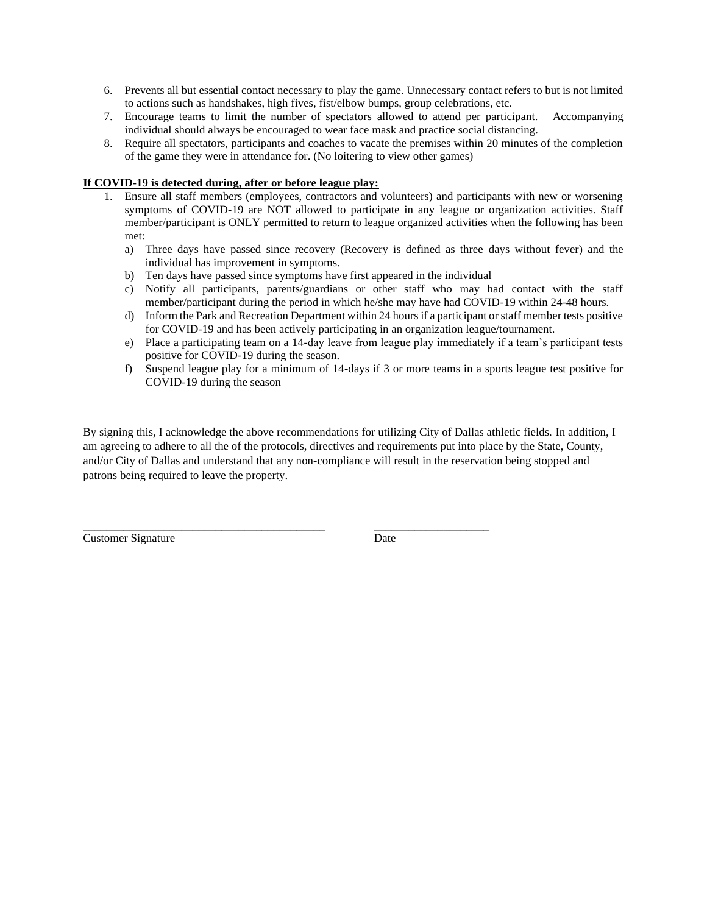6. Prevents all but essential contact necessary to play the game. Unnecessary contact refers to but is not limited to actions such as handshakes, high fives, fist/elbow bumps, group celebrations, etc.
7. Encourage teams to limit the number of spectators allowed to attend per participant. Accompanying individual should always be encouraged to wear face mask and practice social distancing.
8. Require all spectators, participants and coaches to vacate the premises within 20 minutes of the completion of the game they were in attendance for. (No loitering to view other games)

**If COVID-19 is detected during, after or before league play:**

1. Ensure all staff members (employees, contractors and volunteers) and participants with new or worsening symptoms of COVID-19 are NOT allowed to participate in any league or organization activities. Staff member/participant is ONLY permitted to return to league organized activities when the following has been met:
   a) Three days have passed since recovery (Recovery is defined as three days without fever) and the individual has improvement in symptoms.
   b) Ten days have passed since symptoms have first appeared in the individual
   c) Notify all participants, parents/guardians or other staff who may had contact with the staff member/participant during the period in which he/she may have had COVID-19 within 24-48 hours.
   d) Inform the Park and Recreation Department within 24 hours if a participant or staff member tests positive for COVID-19 and has been actively participating in an organization league/tournament.
   e) Place a participating team on a 14-day leave from league play immediately if a team's participant tests positive for COVID-19 during the season.
   f) Suspend league play for a minimum of 14-days if 3 or more teams in a sports league test positive for COVID-19 during the season

By signing this, I acknowledge the above recommendations for utilizing City of Dallas athletic fields. In addition, I am agreeing to adhere to all the of the protocols, directives and requirements put into place by the State, County, and/or City of Dallas and understand that any non-compliance will result in the reservation being stopped and patrons being required to leave the property.

_____________________________________________ ____________________

Customer Signature Date